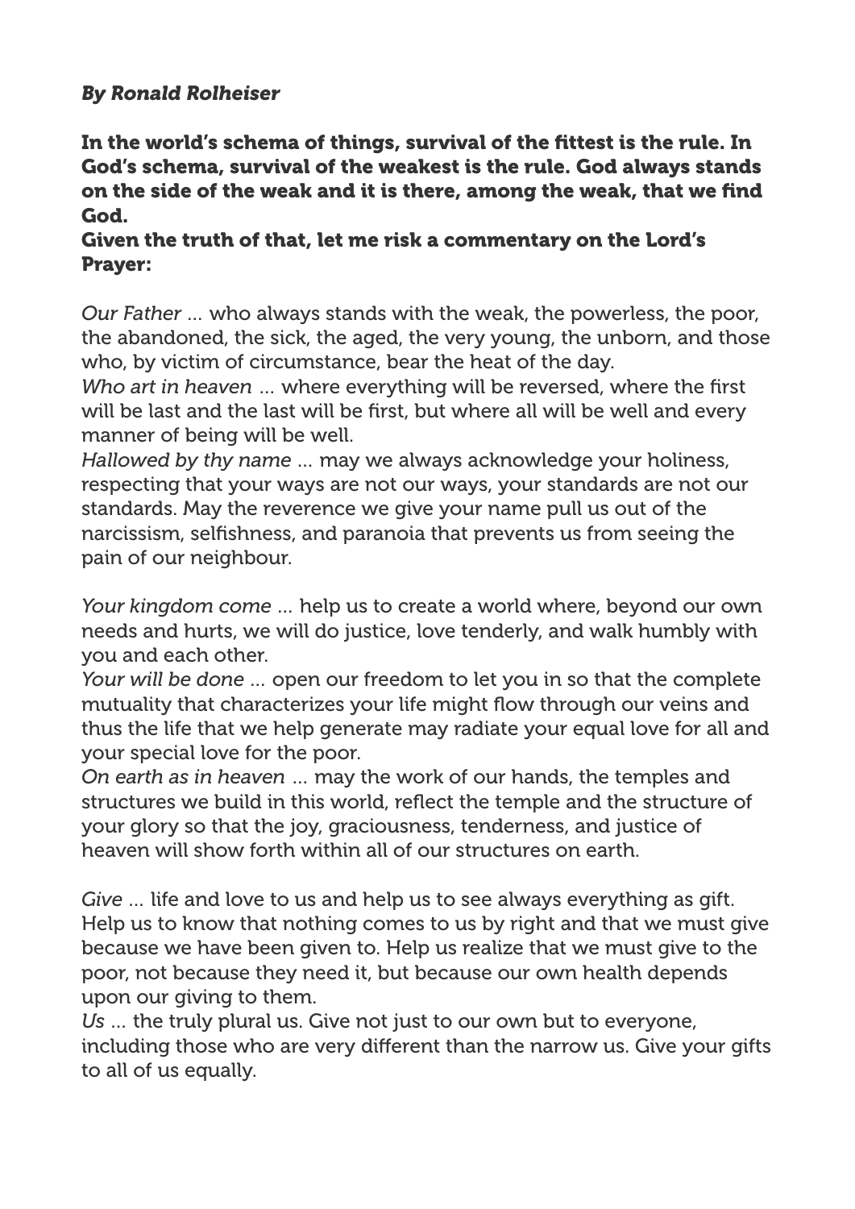*By Ronald Rolheiser*

**In the world's schema of things, survival of the fittest is the rule. In God's schema, survival of the weakest is the rule. God always stands on the side of the weak and it is there, among the weak, that we find God.**
**Given the truth of that, let me risk a commentary on the Lord's Prayer:**

*Our Father* ... who always stands with the weak, the powerless, the poor, the abandoned, the sick, the aged, the very young, the unborn, and those who, by victim of circumstance, bear the heat of the day.
*Who art in heaven* ... where everything will be reversed, where the first will be last and the last will be first, but where all will be well and every manner of being will be well.
*Hallowed by thy name* ... may we always acknowledge your holiness, respecting that your ways are not our ways, your standards are not our standards. May the reverence we give your name pull us out of the narcissism, selfishness, and paranoia that prevents us from seeing the pain of our neighbour.

*Your kingdom come* ... help us to create a world where, beyond our own needs and hurts, we will do justice, love tenderly, and walk humbly with you and each other.
*Your will be done* ... open our freedom to let you in so that the complete mutuality that characterizes your life might flow through our veins and thus the life that we help generate may radiate your equal love for all and your special love for the poor.
*On earth as in heaven* ... may the work of our hands, the temples and structures we build in this world, reflect the temple and the structure of your glory so that the joy, graciousness, tenderness, and justice of heaven will show forth within all of our structures on earth.

*Give* ... life and love to us and help us to see always everything as gift. Help us to know that nothing comes to us by right and that we must give because we have been given to. Help us realize that we must give to the poor, not because they need it, but because our own health depends upon our giving to them.
*Us* ... the truly plural us. Give not just to our own but to everyone, including those who are very different than the narrow us. Give your gifts to all of us equally.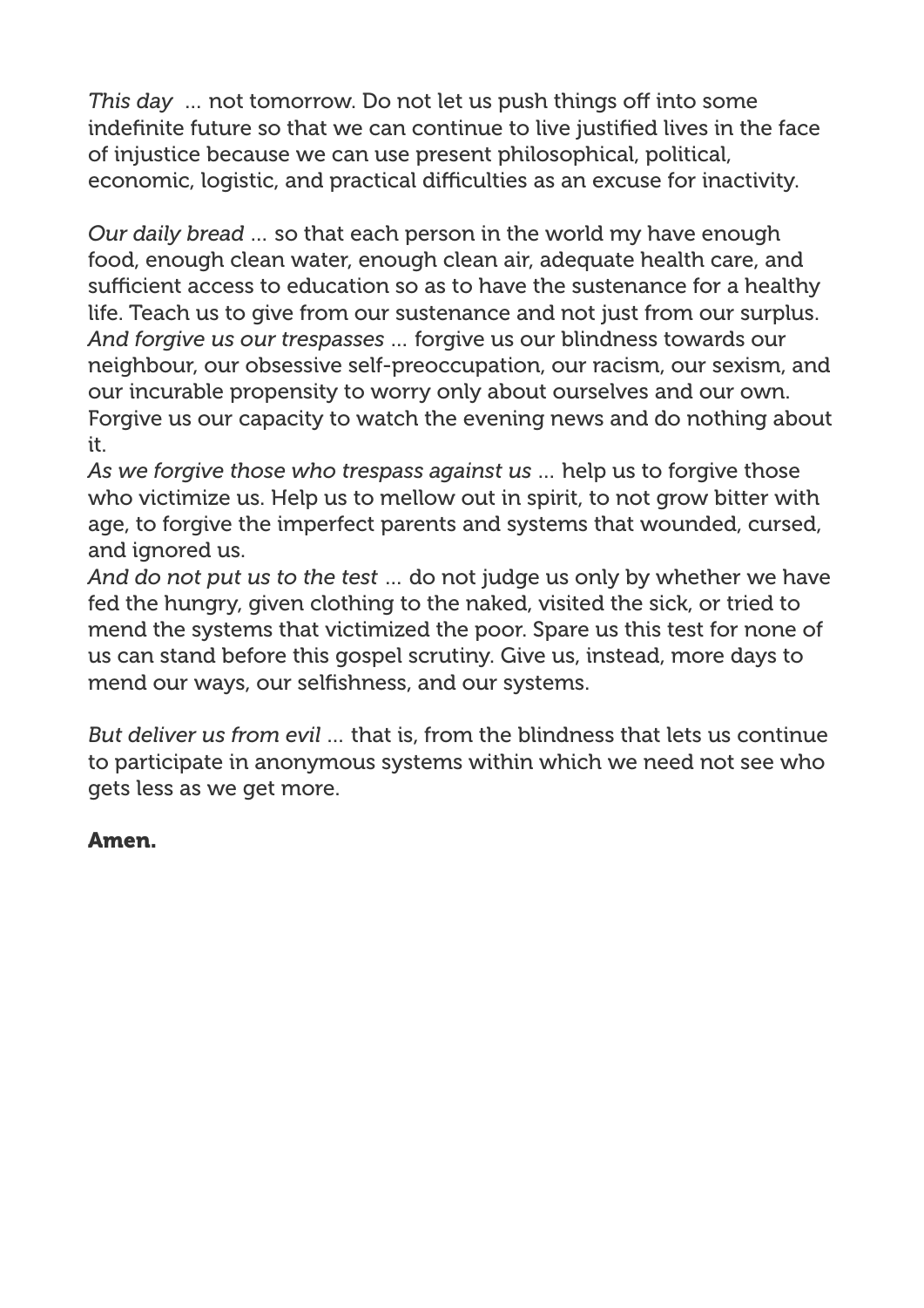*This day* ... not tomorrow. Do not let us push things off into some indefinite future so that we can continue to live justified lives in the face of injustice because we can use present philosophical, political, economic, logistic, and practical difficulties as an excuse for inactivity.

*Our daily bread* ... so that each person in the world my have enough food, enough clean water, enough clean air, adequate health care, and sufficient access to education so as to have the sustenance for a healthy life. Teach us to give from our sustenance and not just from our surplus.
*And forgive us our trespasses* ... forgive us our blindness towards our neighbour, our obsessive self-preoccupation, our racism, our sexism, and our incurable propensity to worry only about ourselves and our own. Forgive us our capacity to watch the evening news and do nothing about it.
*As we forgive those who trespass against us* ... help us to forgive those who victimize us. Help us to mellow out in spirit, to not grow bitter with age, to forgive the imperfect parents and systems that wounded, cursed, and ignored us.
*And do not put us to the test* ... do not judge us only by whether we have fed the hungry, given clothing to the naked, visited the sick, or tried to mend the systems that victimized the poor. Spare us this test for none of us can stand before this gospel scrutiny. Give us, instead, more days to mend our ways, our selfishness, and our systems.

*But deliver us from evil* ... that is, from the blindness that lets us continue to participate in anonymous systems within which we need not see who gets less as we get more.

**Amen.**